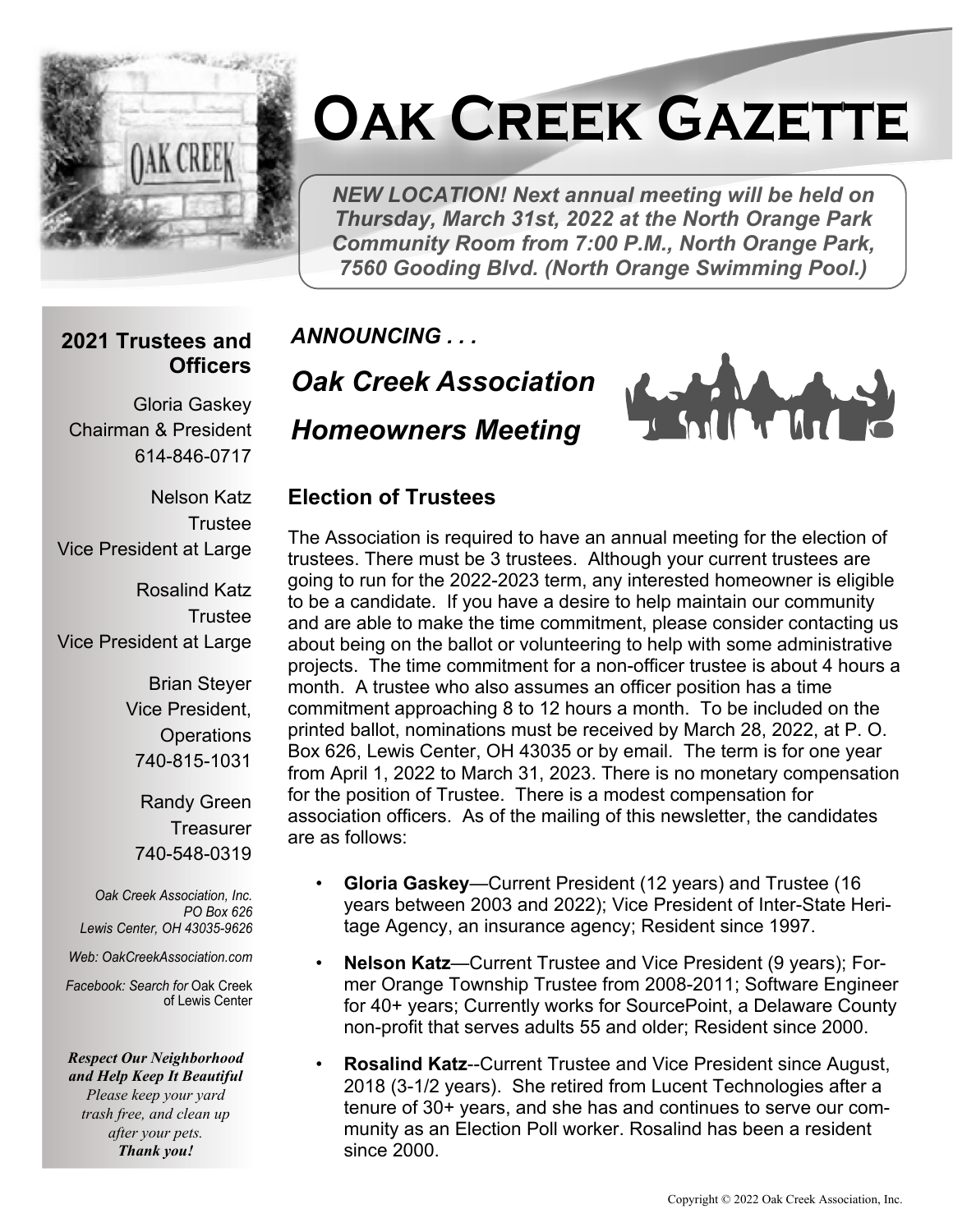# Oak Creek Gazette

*NEW LOCATION! Next annual meeting will be held on Thursday, March 31st, 2022 at the North Orange Park Community Room from 7:00 P.M., North Orange Park, 7560 Gooding Blvd. (North Orange Swimming Pool.)*

### 2021 Trustees and Officers

Gloria Gaskey
Chairman & President
614-846-0717

Nelson Katz
Trustee
Vice President at Large

Rosalind Katz
Trustee
Vice President at Large

Brian Steyer
Vice President, Operations
740-815-1031

Randy Green
Treasurer
740-548-0319

*Oak Creek Association, Inc.*
*PO Box 626*
*Lewis Center, OH 43035-9626*

*Web: OakCreekAssociation.com*

*Facebook: Search for* Oak Creek of Lewis Center

***Respect Our Neighborhood and Help Keep It Beautiful***
*Please keep your yard trash free, and clean up after your pets.*
***Thank you!***

*ANNOUNCING . . .*

## *Oak Creek Association Homeowners Meeting*

### Election of Trustees

The Association is required to have an annual meeting for the election of trustees. There must be 3 trustees. Although your current trustees are going to run for the 2022-2023 term, any interested homeowner is eligible to be a candidate. If you have a desire to help maintain our community and are able to make the time commitment, please consider contacting us about being on the ballot or volunteering to help with some administrative projects. The time commitment for a non-officer trustee is about 4 hours a month. A trustee who also assumes an officer position has a time commitment approaching 8 to 12 hours a month. To be included on the printed ballot, nominations must be received by March 28, 2022, at P. O. Box 626, Lewis Center, OH 43035 or by email. The term is for one year from April 1, 2022 to March 31, 2023. There is no monetary compensation for the position of Trustee. There is a modest compensation for association officers. As of the mailing of this newsletter, the candidates are as follows:

- **Gloria Gaskey**—Current President (12 years) and Trustee (16 years between 2003 and 2022); Vice President of Inter-State Heritage Agency, an insurance agency; Resident since 1997.
- **Nelson Katz**—Current Trustee and Vice President (9 years); Former Orange Township Trustee from 2008-2011; Software Engineer for 40+ years; Currently works for SourcePoint, a Delaware County non-profit that serves adults 55 and older; Resident since 2000.
- **Rosalind Katz**--Current Trustee and Vice President since August, 2018 (3-1/2 years). She retired from Lucent Technologies after a tenure of 30+ years, and she has and continues to serve our community as an Election Poll worker. Rosalind has been a resident since 2000.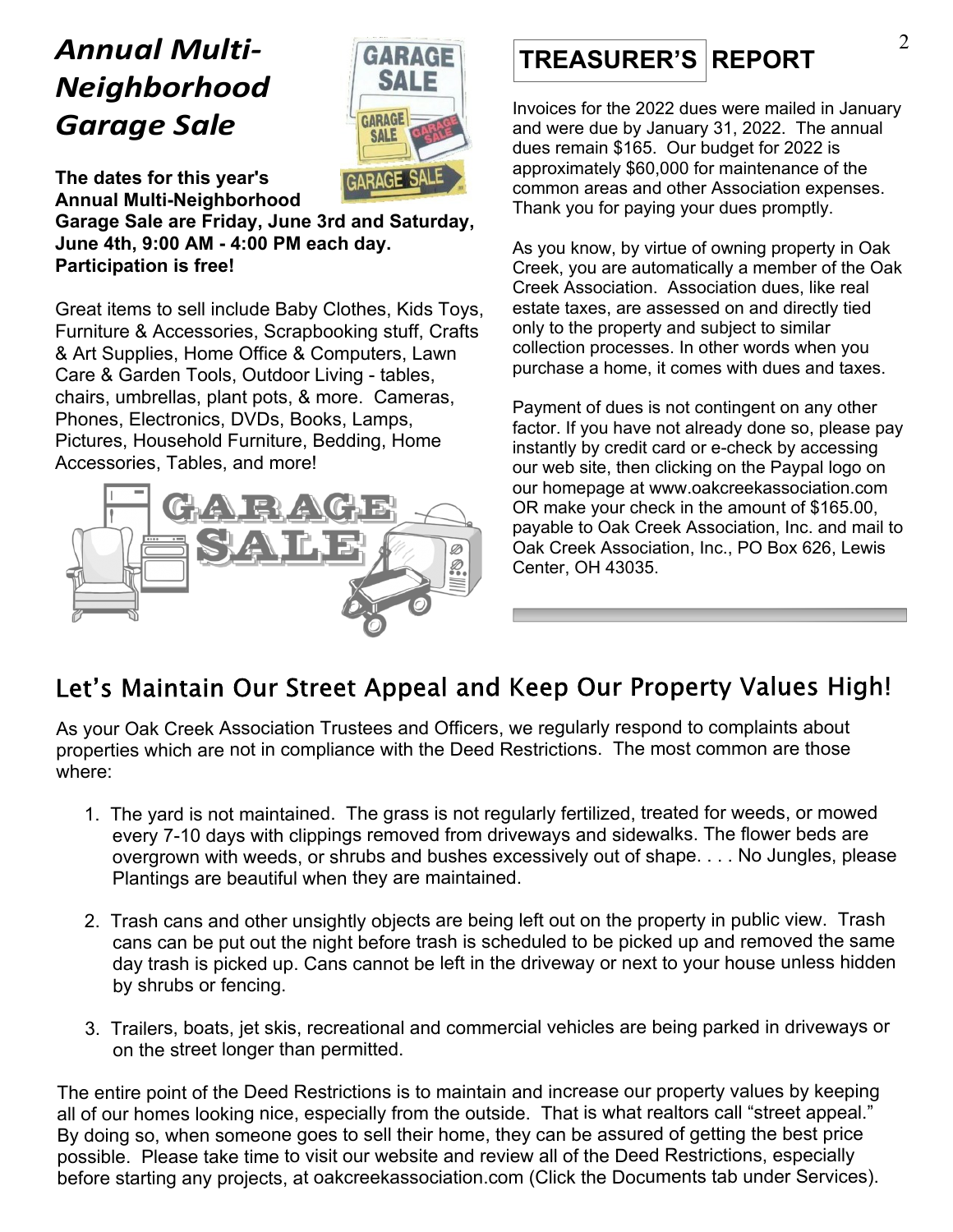## *Annual Multi-Neighborhood Garage Sale*

**The dates for this year's Annual Multi-Neighborhood Garage Sale are Friday, June 3rd and Saturday, June 4th, 9:00 AM - 4:00 PM each day. Participation is free!**

Great items to sell include Baby Clothes, Kids Toys, Furniture & Accessories, Scrapbooking stuff, Crafts & Art Supplies, Home Office & Computers, Lawn Care & Garden Tools, Outdoor Living - tables, chairs, umbrellas, plant pots, & more. Cameras, Phones, Electronics, DVDs, Books, Lamps, Pictures, Household Furniture, Bedding, Home Accessories, Tables, and more!

## TREASURER'S REPORT

Invoices for the 2022 dues were mailed in January and were due by January 31, 2022. The annual dues remain $165. Our budget for 2022 is approximately $60,000 for maintenance of the common areas and other Association expenses. Thank you for paying your dues promptly.

As you know, by virtue of owning property in Oak Creek, you are automatically a member of the Oak Creek Association. Association dues, like real estate taxes, are assessed on and directly tied only to the property and subject to similar collection processes. In other words when you purchase a home, it comes with dues and taxes.

Payment of dues is not contingent on any other factor. If you have not already done so, please pay instantly by credit card or e-check by accessing our web site, then clicking on the Paypal logo on our homepage at www.oakcreekassociation.com OR make your check in the amount of $165.00, payable to Oak Creek Association, Inc. and mail to Oak Creek Association, Inc., PO Box 626, Lewis Center, OH 43035.

## Let's Maintain Our Street Appeal and Keep Our Property Values High!

As your Oak Creek Association Trustees and Officers, we regularly respond to complaints about properties which are not in compliance with the Deed Restrictions. The most common are those where:

1. The yard is not maintained. The grass is not regularly fertilized, treated for weeds, or mowed every 7-10 days with clippings removed from driveways and sidewalks. The flower beds are overgrown with weeds, or shrubs and bushes excessively out of shape. . . . No Jungles, please Plantings are beautiful when they are maintained.

2. Trash cans and other unsightly objects are being left out on the property in public view. Trash cans can be put out the night before trash is scheduled to be picked up and removed the same day trash is picked up. Cans cannot be left in the driveway or next to your house unless hidden by shrubs or fencing.

3. Trailers, boats, jet skis, recreational and commercial vehicles are being parked in driveways or on the street longer than permitted.

The entire point of the Deed Restrictions is to maintain and increase our property values by keeping all of our homes looking nice, especially from the outside. That is what realtors call "street appeal." By doing so, when someone goes to sell their home, they can be assured of getting the best price possible. Please take time to visit our website and review all of the Deed Restrictions, especially before starting any projects, at oakcreekassociation.com (Click the Documents tab under Services).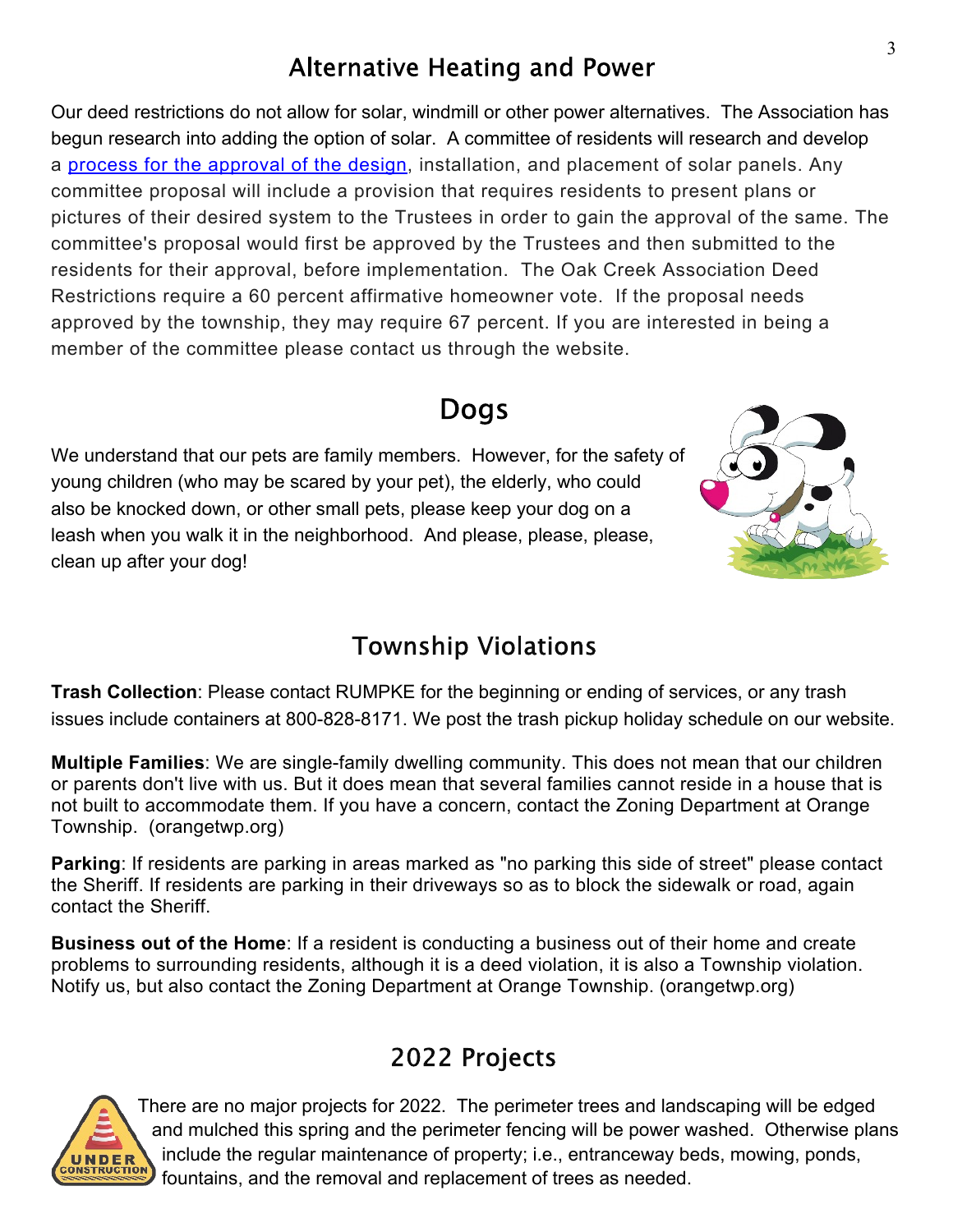## Alternative Heating and Power

Our deed restrictions do not allow for solar, windmill or other power alternatives. The Association has begun research into adding the option of solar. A committee of residents will research and develop a process for the approval of the design, installation, and placement of solar panels. Any committee proposal will include a provision that requires residents to present plans or pictures of their desired system to the Trustees in order to gain the approval of the same. The committee's proposal would first be approved by the Trustees and then submitted to the residents for their approval, before implementation. The Oak Creek Association Deed Restrictions require a 60 percent affirmative homeowner vote. If the proposal needs approved by the township, they may require 67 percent. If you are interested in being a member of the committee please contact us through the website.

## Dogs

We understand that our pets are family members. However, for the safety of young children (who may be scared by your pet), the elderly, who could also be knocked down, or other small pets, please keep your dog on a leash when you walk it in the neighborhood. And please, please, please, clean up after your dog!

## Township Violations

**Trash Collection**: Please contact RUMPKE for the beginning or ending of services, or any trash issues include containers at 800-828-8171. We post the trash pickup holiday schedule on our website.

**Multiple Families**: We are single-family dwelling community. This does not mean that our children or parents don't live with us. But it does mean that several families cannot reside in a house that is not built to accommodate them. If you have a concern, contact the Zoning Department at Orange Township. (orangetwp.org)

**Parking**: If residents are parking in areas marked as "no parking this side of street" please contact the Sheriff. If residents are parking in their driveways so as to block the sidewalk or road, again contact the Sheriff.

**Business out of the Home**: If a resident is conducting a business out of their home and create problems to surrounding residents, although it is a deed violation, it is also a Township violation. Notify us, but also contact the Zoning Department at Orange Township. (orangetwp.org)

## 2022 Projects

There are no major projects for 2022. The perimeter trees and landscaping will be edged and mulched this spring and the perimeter fencing will be power washed. Otherwise plans include the regular maintenance of property; i.e., entranceway beds, mowing, ponds, fountains, and the removal and replacement of trees as needed.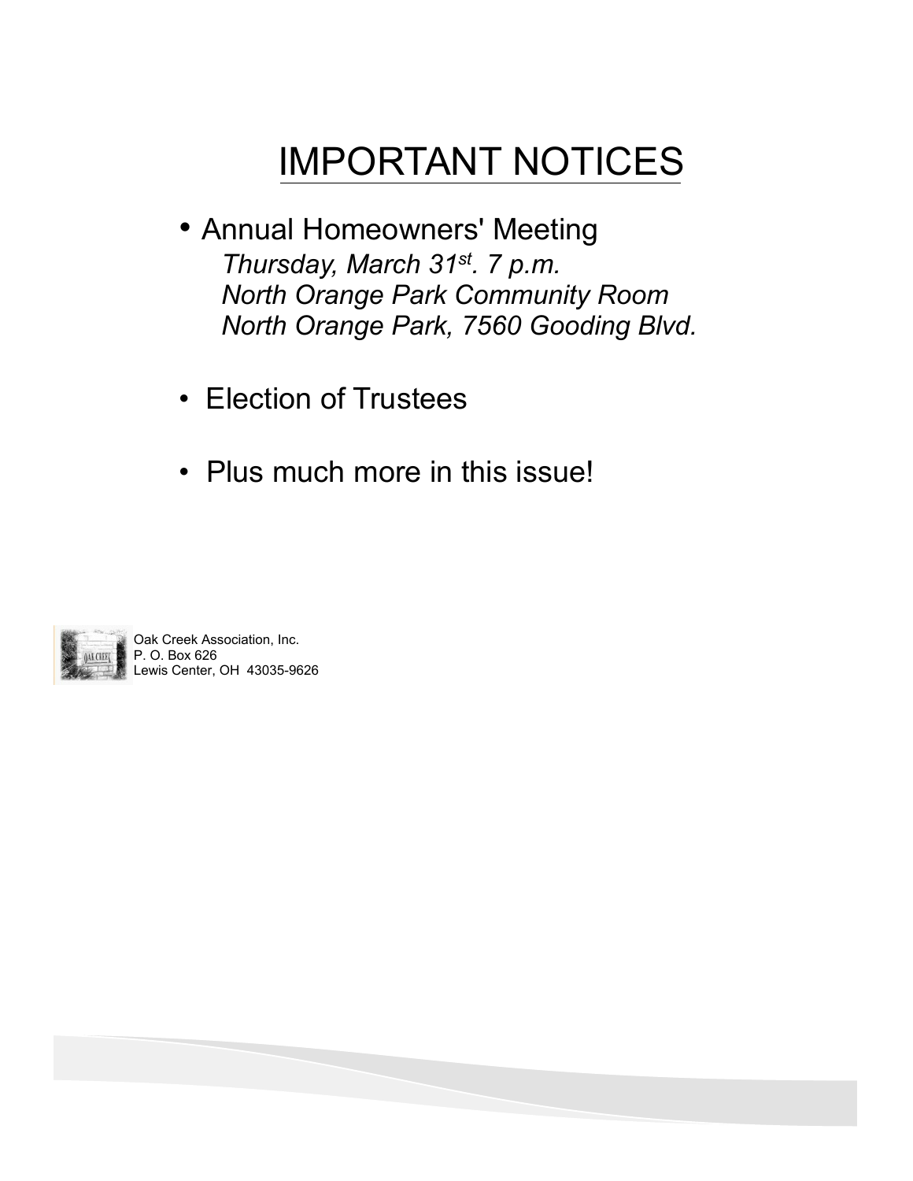# IMPORTANT NOTICES

- Annual Homeowners' Meeting
  *Thursday, March 31st. 7 p.m.*
  *North Orange Park Community Room*
  *North Orange Park, 7560 Gooding Blvd.*

- Election of Trustees

- Plus much more in this issue!

Oak Creek Association, Inc.
P. O. Box 626
Lewis Center, OH 43035-9626